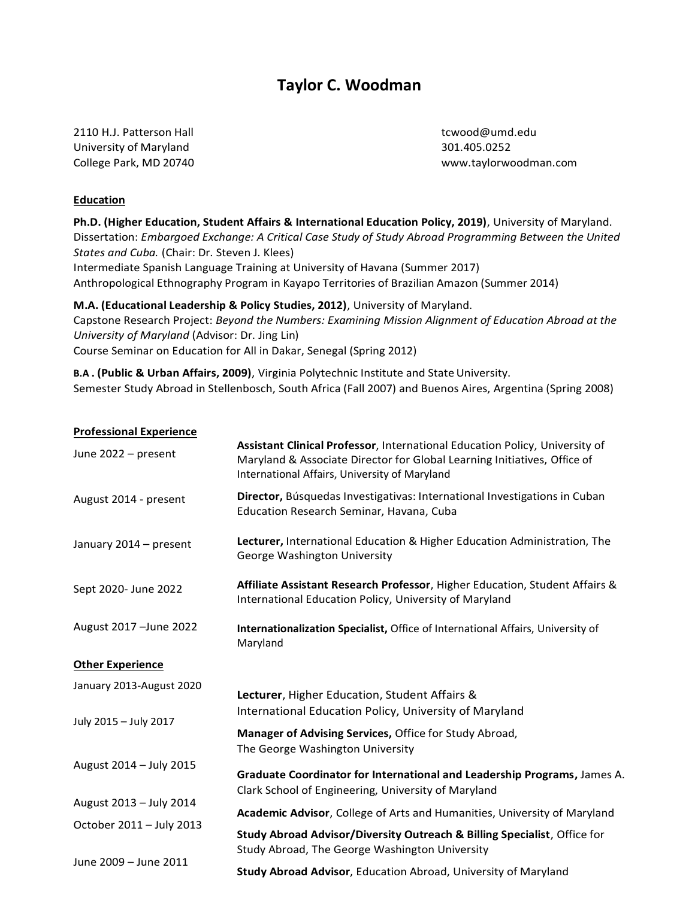# Taylor C. Woodman

2110 H.J. Patterson Hall
University of Maryland
College Park, MD 20740

tcwood@umd.edu
301.405.0252
www.taylorwoodman.com

## Education

**Ph.D. (Higher Education, Student Affairs & International Education Policy, 2019)**, University of Maryland.
Dissertation: *Embargoed Exchange: A Critical Case Study of Study Abroad Programming Between the United States and Cuba.* (Chair: Dr. Steven J. Klees)
Intermediate Spanish Language Training at University of Havana (Summer 2017)
Anthropological Ethnography Program in Kayapo Territories of Brazilian Amazon (Summer 2014)

**M.A. (Educational Leadership & Policy Studies, 2012)**, University of Maryland.
Capstone Research Project: *Beyond the Numbers: Examining Mission Alignment of Education Abroad at the University of Maryland* (Advisor: Dr. Jing Lin)
Course Seminar on Education for All in Dakar, Senegal (Spring 2012)

**B.A . (Public & Urban Affairs, 2009)**, Virginia Polytechnic Institute and State University.
Semester Study Abroad in Stellenbosch, South Africa (Fall 2007) and Buenos Aires, Argentina (Spring 2008)

## Professional Experience

| | |
|---|---|
| June 2022 – present | **Assistant Clinical Professor**, International Education Policy, University of Maryland & Associate Director for Global Learning Initiatives, Office of International Affairs, University of Maryland |
| August 2014 - present | **Director,** Búsquedas Investigativas: International Investigations in Cuban Education Research Seminar, Havana, Cuba |
| January 2014 – present | **Lecturer,** International Education & Higher Education Administration, The George Washington University |
| Sept 2020- June 2022 | **Affiliate Assistant Research Professor**, Higher Education, Student Affairs & International Education Policy, University of Maryland |
| August 2017 –June 2022 | **Internationalization Specialist,** Office of International Affairs, University of Maryland |

## Other Experience

| | |
|---|---|
| January 2013-August 2020 | **Lecturer**, Higher Education, Student Affairs & International Education Policy, University of Maryland |
| July 2015 – July 2017 | **Manager of Advising Services,** Office for Study Abroad, The George Washington University |
| August 2014 – July 2015 | **Graduate Coordinator for International and Leadership Programs,** James A. Clark School of Engineering, University of Maryland |
| August 2013 – July 2014 | **Academic Advisor**, College of Arts and Humanities, University of Maryland |
| October 2011 – July 2013 | **Study Abroad Advisor/Diversity Outreach & Billing Specialist**, Office for Study Abroad, The George Washington University |
| June 2009 – June 2011 | **Study Abroad Advisor**, Education Abroad, University of Maryland |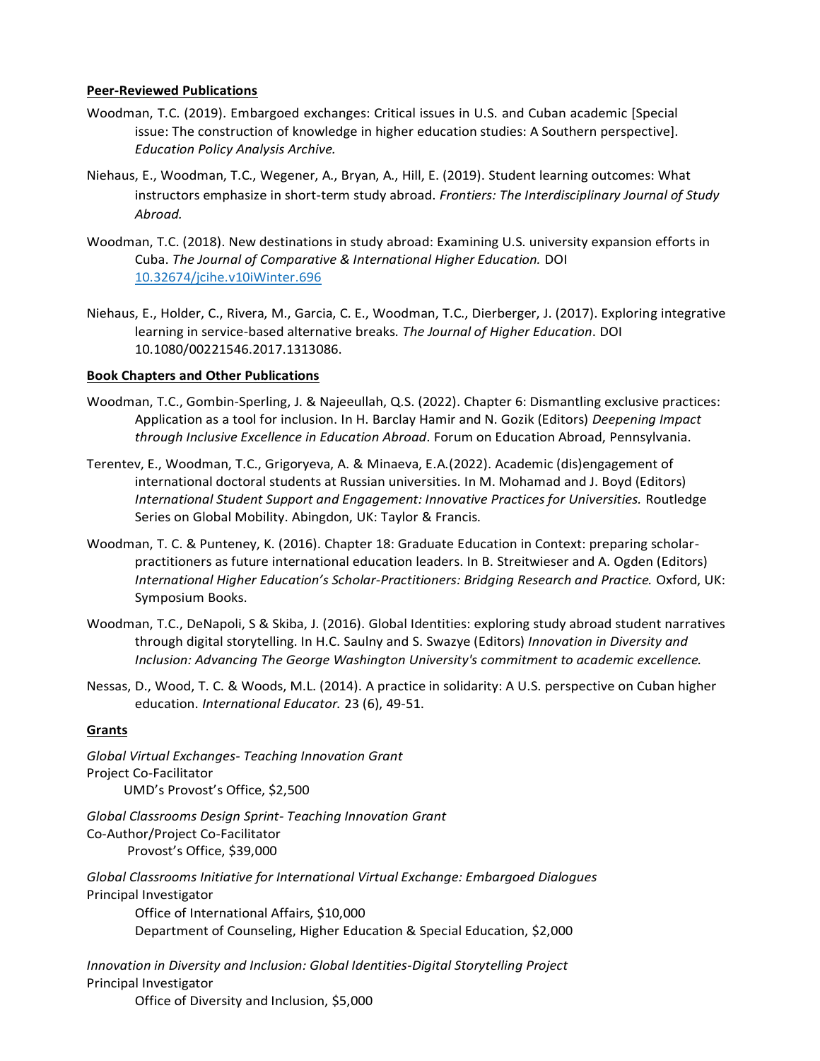**Peer-Reviewed Publications**

Woodman, T.C. (2019). Embargoed exchanges: Critical issues in U.S. and Cuban academic [Special issue: The construction of knowledge in higher education studies: A Southern perspective]. *Education Policy Analysis Archive.*

Niehaus, E., Woodman, T.C., Wegener, A., Bryan, A., Hill, E. (2019). Student learning outcomes: What instructors emphasize in short-term study abroad. *Frontiers: The Interdisciplinary Journal of Study Abroad.*

Woodman, T.C. (2018). New destinations in study abroad: Examining U.S. university expansion efforts in Cuba. *The Journal of Comparative & International Higher Education.* DOI 10.32674/jcihe.v10iWinter.696

Niehaus, E., Holder, C., Rivera, M., Garcia, C. E., Woodman, T.C., Dierberger, J. (2017). Exploring integrative learning in service-based alternative breaks. *The Journal of Higher Education*. DOI 10.1080/00221546.2017.1313086.

**Book Chapters and Other Publications**

Woodman, T.C., Gombin-Sperling, J. & Najeeullah, Q.S. (2022). Chapter 6: Dismantling exclusive practices: Application as a tool for inclusion. In H. Barclay Hamir and N. Gozik (Editors) *Deepening Impact through Inclusive Excellence in Education Abroad*. Forum on Education Abroad, Pennsylvania.

Terentev, E., Woodman, T.C., Grigoryeva, A. & Minaeva, E.A.(2022). Academic (dis)engagement of international doctoral students at Russian universities. In M. Mohamad and J. Boyd (Editors) *International Student Support and Engagement: Innovative Practices for Universities.* Routledge Series on Global Mobility. Abingdon, UK: Taylor & Francis.

Woodman, T. C. & Punteney, K. (2016). Chapter 18: Graduate Education in Context: preparing scholar-practitioners as future international education leaders. In B. Streitwieser and A. Ogden (Editors) *International Higher Education's Scholar-Practitioners: Bridging Research and Practice.* Oxford, UK: Symposium Books.

Woodman, T.C., DeNapoli, S & Skiba, J. (2016). Global Identities: exploring study abroad student narratives through digital storytelling. In H.C. Saulny and S. Swazye (Editors) *Innovation in Diversity and Inclusion: Advancing The George Washington University's commitment to academic excellence.*

Nessas, D., Wood, T. C. & Woods, M.L. (2014). A practice in solidarity: A U.S. perspective on Cuban higher education. *International Educator.* 23 (6), 49-51.

**Grants**

*Global Virtual Exchanges- Teaching Innovation Grant*
Project Co-Facilitator
UMD's Provost's Office, $2,500

*Global Classrooms Design Sprint- Teaching Innovation Grant*
Co-Author/Project Co-Facilitator
Provost's Office, $39,000

*Global Classrooms Initiative for International Virtual Exchange: Embargoed Dialogues*
Principal Investigator
Office of International Affairs, $10,000
Department of Counseling, Higher Education & Special Education, $2,000

*Innovation in Diversity and Inclusion: Global Identities-Digital Storytelling Project*
Principal Investigator
Office of Diversity and Inclusion, $5,000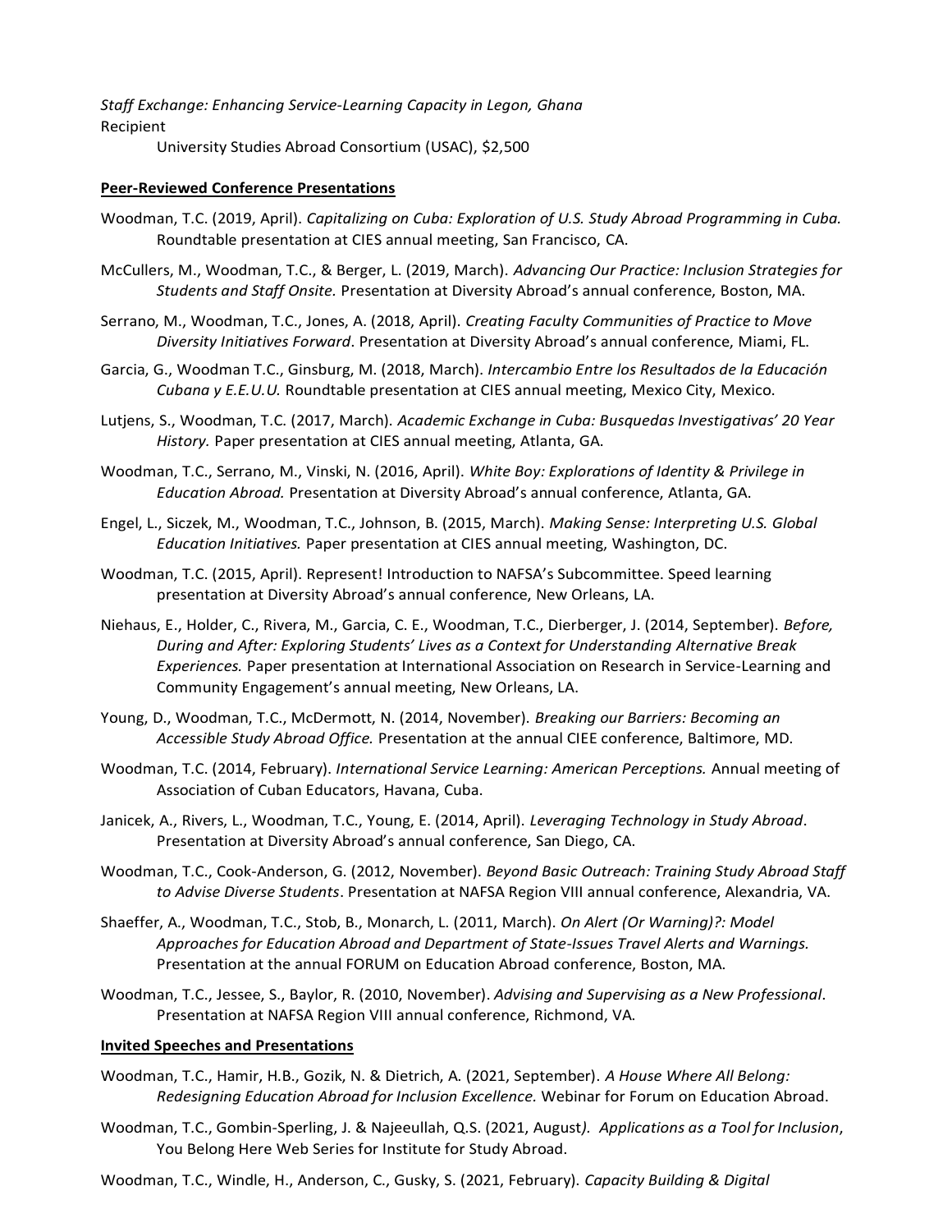*Staff Exchange: Enhancing Service-Learning Capacity in Legon, Ghana*
Recipient
University Studies Abroad Consortium (USAC), $2,500

**Peer-Reviewed Conference Presentations**

Woodman, T.C. (2019, April). *Capitalizing on Cuba: Exploration of U.S. Study Abroad Programming in Cuba.* Roundtable presentation at CIES annual meeting, San Francisco, CA.

McCullers, M., Woodman, T.C., & Berger, L. (2019, March). *Advancing Our Practice: Inclusion Strategies for Students and Staff Onsite.* Presentation at Diversity Abroad's annual conference, Boston, MA.

Serrano, M., Woodman, T.C., Jones, A. (2018, April). *Creating Faculty Communities of Practice to Move Diversity Initiatives Forward*. Presentation at Diversity Abroad's annual conference, Miami, FL.

Garcia, G., Woodman T.C., Ginsburg, M. (2018, March). *Intercambio Entre los Resultados de la Educación Cubana y E.E.U.U.* Roundtable presentation at CIES annual meeting, Mexico City, Mexico.

Lutjens, S., Woodman, T.C. (2017, March). *Academic Exchange in Cuba: Busquedas Investigativas' 20 Year History.* Paper presentation at CIES annual meeting, Atlanta, GA.

Woodman, T.C., Serrano, M., Vinski, N. (2016, April). *White Boy: Explorations of Identity & Privilege in Education Abroad.* Presentation at Diversity Abroad's annual conference, Atlanta, GA.

Engel, L., Siczek, M., Woodman, T.C., Johnson, B. (2015, March). *Making Sense: Interpreting U.S. Global Education Initiatives.* Paper presentation at CIES annual meeting, Washington, DC.

Woodman, T.C. (2015, April). Represent! Introduction to NAFSA's Subcommittee. Speed learning presentation at Diversity Abroad's annual conference, New Orleans, LA.

Niehaus, E., Holder, C., Rivera, M., Garcia, C. E., Woodman, T.C., Dierberger, J. (2014, September). *Before, During and After: Exploring Students' Lives as a Context for Understanding Alternative Break Experiences.* Paper presentation at International Association on Research in Service-Learning and Community Engagement's annual meeting, New Orleans, LA.

Young, D., Woodman, T.C., McDermott, N. (2014, November). *Breaking our Barriers: Becoming an Accessible Study Abroad Office.* Presentation at the annual CIEE conference, Baltimore, MD.

Woodman, T.C. (2014, February). *International Service Learning: American Perceptions.* Annual meeting of Association of Cuban Educators, Havana, Cuba.

Janicek, A., Rivers, L., Woodman, T.C., Young, E. (2014, April). *Leveraging Technology in Study Abroad*. Presentation at Diversity Abroad's annual conference, San Diego, CA.

Woodman, T.C., Cook-Anderson, G. (2012, November). *Beyond Basic Outreach: Training Study Abroad Staff to Advise Diverse Students*. Presentation at NAFSA Region VIII annual conference, Alexandria, VA.

Shaeffer, A., Woodman, T.C., Stob, B., Monarch, L. (2011, March). *On Alert (Or Warning)?: Model Approaches for Education Abroad and Department of State-Issues Travel Alerts and Warnings.* Presentation at the annual FORUM on Education Abroad conference, Boston, MA.

Woodman, T.C., Jessee, S., Baylor, R. (2010, November). *Advising and Supervising as a New Professional*. Presentation at NAFSA Region VIII annual conference, Richmond, VA.

**Invited Speeches and Presentations**

Woodman, T.C., Hamir, H.B., Gozik, N. & Dietrich, A. (2021, September). *A House Where All Belong: Redesigning Education Abroad for Inclusion Excellence.* Webinar for Forum on Education Abroad.

Woodman, T.C., Gombin-Sperling, J. & Najeeullah, Q.S. (2021, August*). Applications as a Tool for Inclusion*, You Belong Here Web Series for Institute for Study Abroad.

Woodman, T.C., Windle, H., Anderson, C., Gusky, S. (2021, February). *Capacity Building & Digital*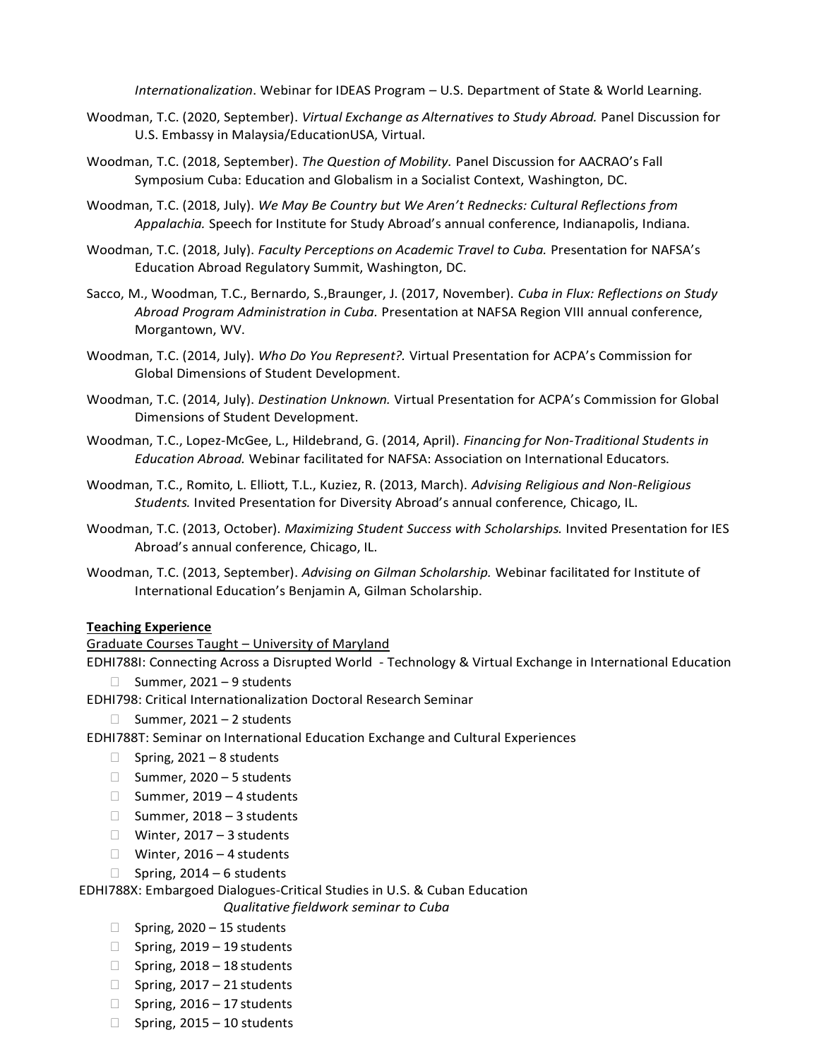*Internationalization*. Webinar for IDEAS Program – U.S. Department of State & World Learning.

Woodman, T.C. (2020, September). *Virtual Exchange as Alternatives to Study Abroad.* Panel Discussion for U.S. Embassy in Malaysia/EducationUSA, Virtual.

Woodman, T.C. (2018, September). *The Question of Mobility.* Panel Discussion for AACRAO's Fall Symposium Cuba: Education and Globalism in a Socialist Context, Washington, DC.

Woodman, T.C. (2018, July). *We May Be Country but We Aren't Rednecks: Cultural Reflections from Appalachia.* Speech for Institute for Study Abroad's annual conference, Indianapolis, Indiana.

Woodman, T.C. (2018, July). *Faculty Perceptions on Academic Travel to Cuba.* Presentation for NAFSA's Education Abroad Regulatory Summit, Washington, DC.

Sacco, M., Woodman, T.C., Bernardo, S.,Braunger, J. (2017, November). *Cuba in Flux: Reflections on Study Abroad Program Administration in Cuba.* Presentation at NAFSA Region VIII annual conference, Morgantown, WV.

Woodman, T.C. (2014, July). *Who Do You Represent?.* Virtual Presentation for ACPA's Commission for Global Dimensions of Student Development.

Woodman, T.C. (2014, July). *Destination Unknown.* Virtual Presentation for ACPA's Commission for Global Dimensions of Student Development.

Woodman, T.C., Lopez-McGee, L., Hildebrand, G. (2014, April). *Financing for Non-Traditional Students in Education Abroad.* Webinar facilitated for NAFSA: Association on International Educators.

Woodman, T.C., Romito, L. Elliott, T.L., Kuziez, R. (2013, March). *Advising Religious and Non-Religious Students.* Invited Presentation for Diversity Abroad's annual conference, Chicago, IL.

Woodman, T.C. (2013, October). *Maximizing Student Success with Scholarships.* Invited Presentation for IES Abroad's annual conference, Chicago, IL.

Woodman, T.C. (2013, September). *Advising on Gilman Scholarship.* Webinar facilitated for Institute of International Education's Benjamin A, Gilman Scholarship.

**Teaching Experience**

Graduate Courses Taught – University of Maryland

EDHI788I: Connecting Across a Disrupted World - Technology & Virtual Exchange in International Education

- Summer, 2021 – 9 students

EDHI798: Critical Internationalization Doctoral Research Seminar

- Summer, 2021 – 2 students

EDHI788T: Seminar on International Education Exchange and Cultural Experiences

- Spring, 2021 – 8 students
- Summer, 2020 – 5 students
- Summer, 2019 – 4 students
- Summer, 2018 – 3 students
- Winter, 2017 – 3 students
- Winter, 2016 – 4 students
- Spring, 2014 – 6 students

EDHI788X: Embargoed Dialogues-Critical Studies in U.S. & Cuban Education

*Qualitative fieldwork seminar to Cuba*

- Spring, 2020 – 15 students
- Spring, 2019 – 19 students
- Spring, 2018 – 18 students
- Spring, 2017 – 21 students
- Spring, 2016 – 17 students
- Spring, 2015 – 10 students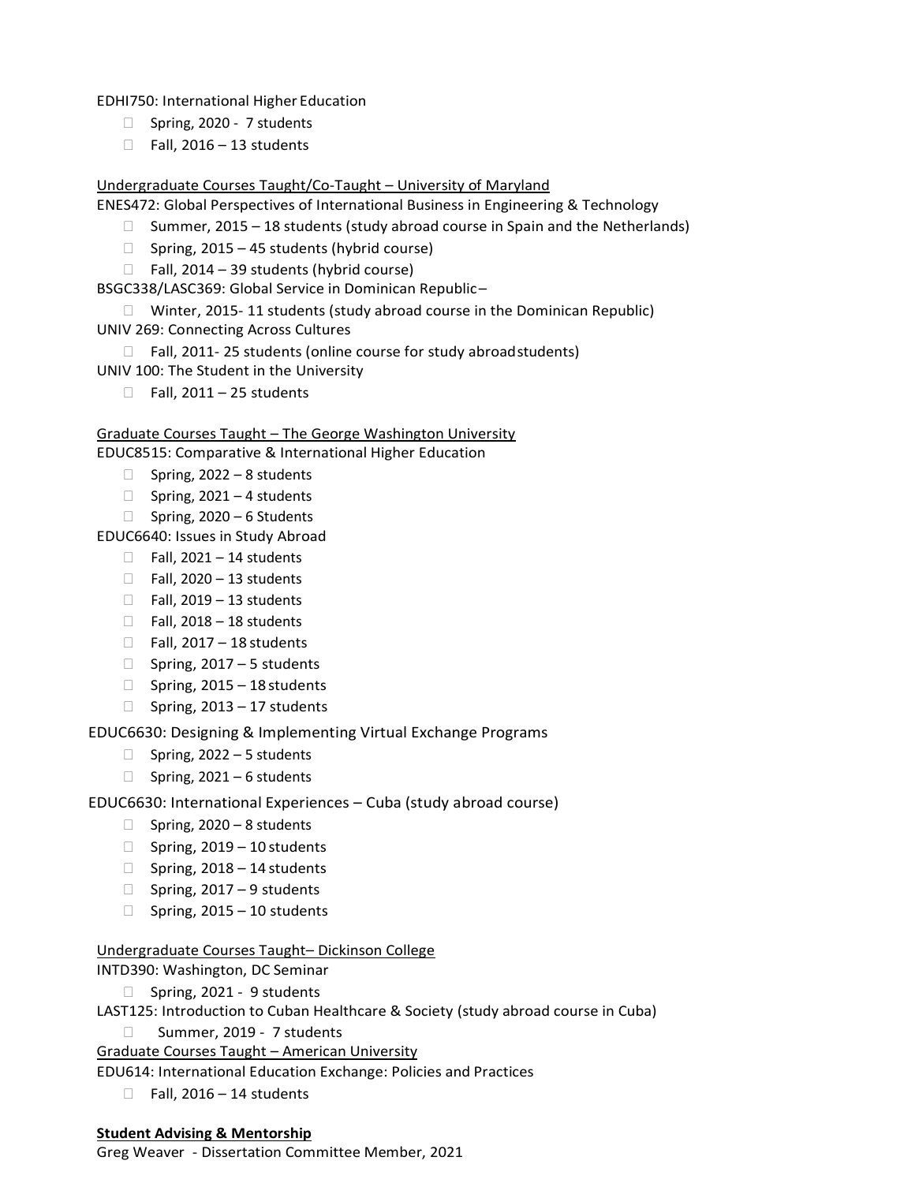EDHI750: International Higher Education

- Spring, 2020 - 7 students
- Fall, 2016 – 13 students

<u>Undergraduate Courses Taught/Co-Taught – University of Maryland</u>

ENES472: Global Perspectives of International Business in Engineering & Technology

- Summer, 2015 – 18 students (study abroad course in Spain and the Netherlands)
- Spring, 2015 – 45 students (hybrid course)
- Fall, 2014 – 39 students (hybrid course)

BSGC338/LASC369: Global Service in Dominican Republic–

- Winter, 2015- 11 students (study abroad course in the Dominican Republic)

UNIV 269: Connecting Across Cultures

- Fall, 2011- 25 students (online course for study abroad students)

UNIV 100: The Student in the University

- Fall, 2011 – 25 students

<u>Graduate Courses Taught – The George Washington University</u>

EDUC8515: Comparative & International Higher Education

- Spring, 2022 – 8 students
- Spring, 2021 – 4 students
- Spring, 2020 – 6 Students

EDUC6640: Issues in Study Abroad

- Fall, 2021 – 14 students
- Fall, 2020 – 13 students
- Fall, 2019 – 13 students
- Fall, 2018 – 18 students
- Fall, 2017 – 18 students
- Spring, 2017 – 5 students
- Spring, 2015 – 18 students
- Spring, 2013 – 17 students

EDUC6630: Designing & Implementing Virtual Exchange Programs

- Spring, 2022 – 5 students
- Spring, 2021 – 6 students

EDUC6630: International Experiences – Cuba (study abroad course)

- Spring, 2020 – 8 students
- Spring, 2019 – 10 students
- Spring, 2018 – 14 students
- Spring, 2017 – 9 students
- Spring, 2015 – 10 students

<u>Undergraduate Courses Taught– Dickinson College</u>

INTD390: Washington, DC Seminar

- Spring, 2021 - 9 students

LAST125: Introduction to Cuban Healthcare & Society (study abroad course in Cuba)

- Summer, 2019 - 7 students

<u>Graduate Courses Taught – American University</u>

EDU614: International Education Exchange: Policies and Practices

- Fall, 2016 – 14 students

**<u>Student Advising & Mentorship</u>**

Greg Weaver - Dissertation Committee Member, 2021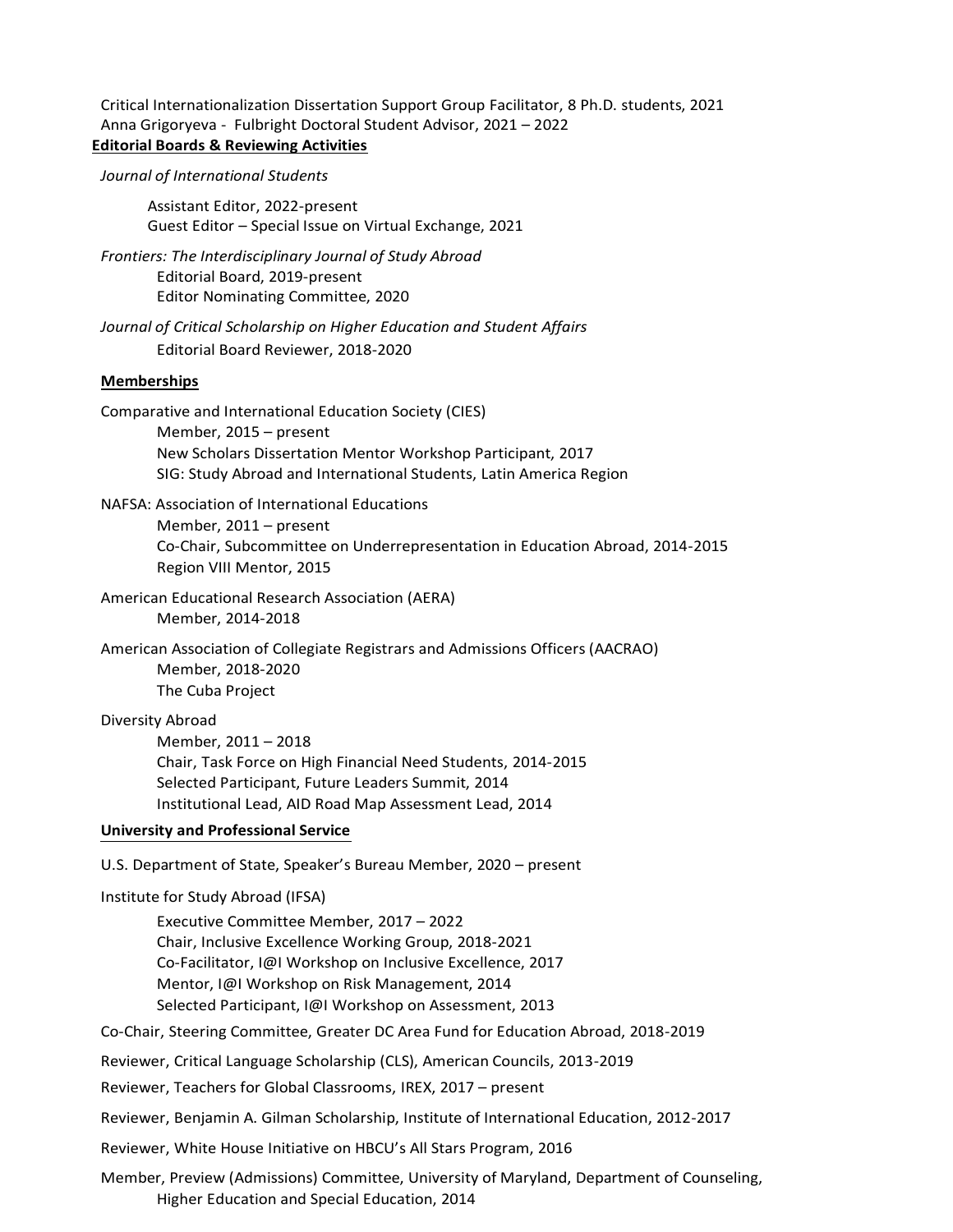Critical Internationalization Dissertation Support Group Facilitator, 8 Ph.D. students, 2021
Anna Grigoryeva - Fulbright Doctoral Student Advisor, 2021 – 2022

**Editorial Boards & Reviewing Activities**

*Journal of International Students*

Assistant Editor, 2022-present
Guest Editor – Special Issue on Virtual Exchange, 2021

*Frontiers: The Interdisciplinary Journal of Study Abroad*

Editorial Board, 2019-present
Editor Nominating Committee, 2020

*Journal of Critical Scholarship on Higher Education and Student Affairs*

Editorial Board Reviewer, 2018-2020

**Memberships**

Comparative and International Education Society (CIES)

Member, 2015 – present
New Scholars Dissertation Mentor Workshop Participant, 2017
SIG: Study Abroad and International Students, Latin America Region

NAFSA: Association of International Educations

Member, 2011 – present
Co-Chair, Subcommittee on Underrepresentation in Education Abroad, 2014-2015
Region VIII Mentor, 2015

American Educational Research Association (AERA)

Member, 2014-2018

American Association of Collegiate Registrars and Admissions Officers (AACRAO)

Member, 2018-2020
The Cuba Project

Diversity Abroad

Member, 2011 – 2018
Chair, Task Force on High Financial Need Students, 2014-2015
Selected Participant, Future Leaders Summit, 2014
Institutional Lead, AID Road Map Assessment Lead, 2014

**University and Professional Service**

U.S. Department of State, Speaker's Bureau Member, 2020 – present

Institute for Study Abroad (IFSA)

Executive Committee Member, 2017 – 2022
Chair, Inclusive Excellence Working Group, 2018-2021
Co-Facilitator, I@I Workshop on Inclusive Excellence, 2017
Mentor, I@I Workshop on Risk Management, 2014
Selected Participant, I@I Workshop on Assessment, 2013

Co-Chair, Steering Committee, Greater DC Area Fund for Education Abroad, 2018-2019

Reviewer, Critical Language Scholarship (CLS), American Councils, 2013-2019

Reviewer, Teachers for Global Classrooms, IREX, 2017 – present

Reviewer, Benjamin A. Gilman Scholarship, Institute of International Education, 2012-2017

Reviewer, White House Initiative on HBCU's All Stars Program, 2016

Member, Preview (Admissions) Committee, University of Maryland, Department of Counseling, Higher Education and Special Education, 2014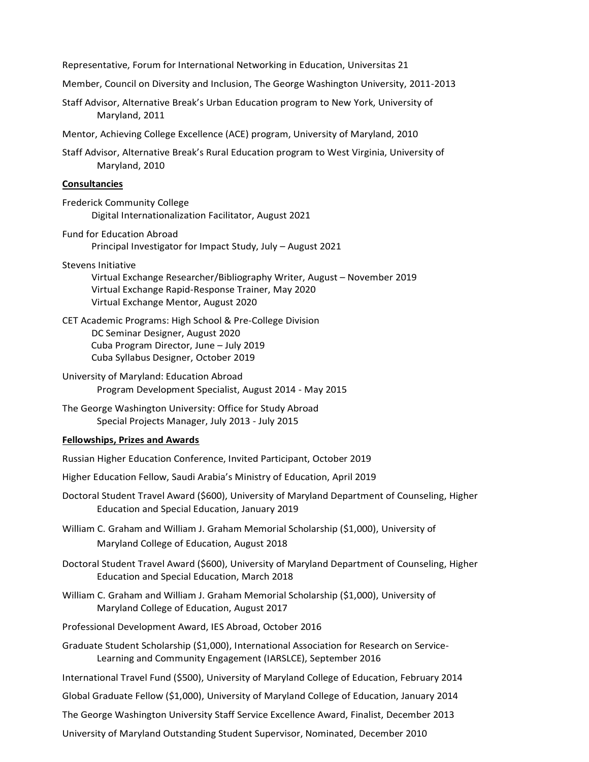Representative, Forum for International Networking in Education, Universitas 21

Member, Council on Diversity and Inclusion, The George Washington University, 2011-2013

Staff Advisor, Alternative Break's Urban Education program to New York, University of Maryland, 2011

Mentor, Achieving College Excellence (ACE) program, University of Maryland, 2010

Staff Advisor, Alternative Break's Rural Education program to West Virginia, University of Maryland, 2010

**Consultancies**

Frederick Community College
    Digital Internationalization Facilitator, August 2021

Fund for Education Abroad
    Principal Investigator for Impact Study, July – August 2021

Stevens Initiative
    Virtual Exchange Researcher/Bibliography Writer, August – November 2019
    Virtual Exchange Rapid-Response Trainer, May 2020
    Virtual Exchange Mentor, August 2020

CET Academic Programs: High School & Pre-College Division
    DC Seminar Designer, August 2020
    Cuba Program Director, June – July 2019
    Cuba Syllabus Designer, October 2019

University of Maryland: Education Abroad
    Program Development Specialist, August 2014 - May 2015

The George Washington University: Office for Study Abroad
    Special Projects Manager, July 2013 - July 2015

**Fellowships, Prizes and Awards**

Russian Higher Education Conference, Invited Participant, October 2019

Higher Education Fellow, Saudi Arabia's Ministry of Education, April 2019

Doctoral Student Travel Award ($600), University of Maryland Department of Counseling, Higher Education and Special Education, January 2019

William C. Graham and William J. Graham Memorial Scholarship ($1,000), University of Maryland College of Education, August 2018

Doctoral Student Travel Award ($600), University of Maryland Department of Counseling, Higher Education and Special Education, March 2018

William C. Graham and William J. Graham Memorial Scholarship ($1,000), University of Maryland College of Education, August 2017

Professional Development Award, IES Abroad, October 2016

Graduate Student Scholarship ($1,000), International Association for Research on Service-Learning and Community Engagement (IARSLCE), September 2016

International Travel Fund ($500), University of Maryland College of Education, February 2014

Global Graduate Fellow ($1,000), University of Maryland College of Education, January 2014

The George Washington University Staff Service Excellence Award, Finalist, December 2013

University of Maryland Outstanding Student Supervisor, Nominated, December 2010